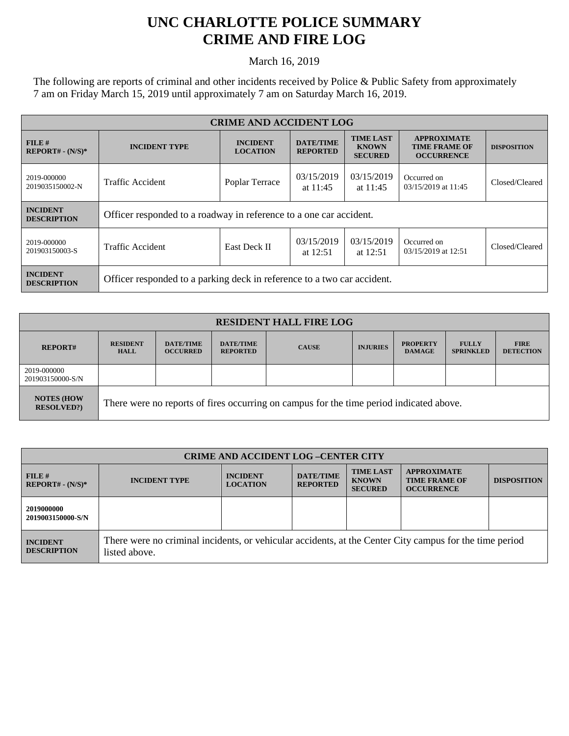# UNC CHARLOTTE POLICE SUMMARY
# CRIME AND FIRE LOG

March 16, 2019

The following are reports of criminal and other incidents received by Police & Public Safety from approximately 7 am on Friday March 15, 2019 until approximately 7 am on Saturday March 16, 2019.

| CRIME AND ACCIDENT LOG | | | | | | |
|---|---|---|---|---|---|---|
| **FILE # REPORT# - (N/S)*** | **INCIDENT TYPE** | **INCIDENT LOCATION** | **DATE/TIME REPORTED** | **TIME LAST KNOWN SECURED** | **APPROXIMATE TIME FRAME OF OCCURRENCE** | **DISPOSITION** |
| 2019-000000 2019035150002-N | Traffic Accident | Poplar Terrace | 03/15/2019 at 11:45 | 03/15/2019 at 11:45 | Occurred on 03/15/2019 at 11:45 | Closed/Cleared |
| **INCIDENT DESCRIPTION** | Officer responded to a roadway in reference to a one car accident. | | | | | |
| 2019-000000 201903150003-S | Traffic Accident | East Deck II | 03/15/2019 at 12:51 | 03/15/2019 at 12:51 | Occurred on 03/15/2019 at 12:51 | Closed/Cleared |
| **INCIDENT DESCRIPTION** | Officer responded to a parking deck in reference to a two car accident. | | | | | |

| RESIDENT HALL FIRE LOG | | | | | | | | |
|---|---|---|---|---|---|---|---|---|
| **REPORT#** | **RESIDENT HALL** | **DATE/TIME OCCURRED** | **DATE/TIME REPORTED** | **CAUSE** | **INJURIES** | **PROPERTY DAMAGE** | **FULLY SPRINKLED** | **FIRE DETECTION** |
| 2019-000000 201903150000-S/N | | | | | | | | |
| **NOTES (HOW RESOLVED?)** | There were no reports of fires occurring on campus for the time period indicated above. | | | | | | | |

| CRIME AND ACCIDENT LOG –CENTER CITY | | | | | | |
|---|---|---|---|---|---|---|
| **FILE # REPORT# - (N/S)*** | **INCIDENT TYPE** | **INCIDENT LOCATION** | **DATE/TIME REPORTED** | **TIME LAST KNOWN SECURED** | **APPROXIMATE TIME FRAME OF OCCURRENCE** | **DISPOSITION** |
| **2019000000 2019003150000-S/N** | | | | | | |
| **INCIDENT DESCRIPTION** | There were no criminal incidents, or vehicular accidents, at the Center City campus for the time period listed above. | | | | | |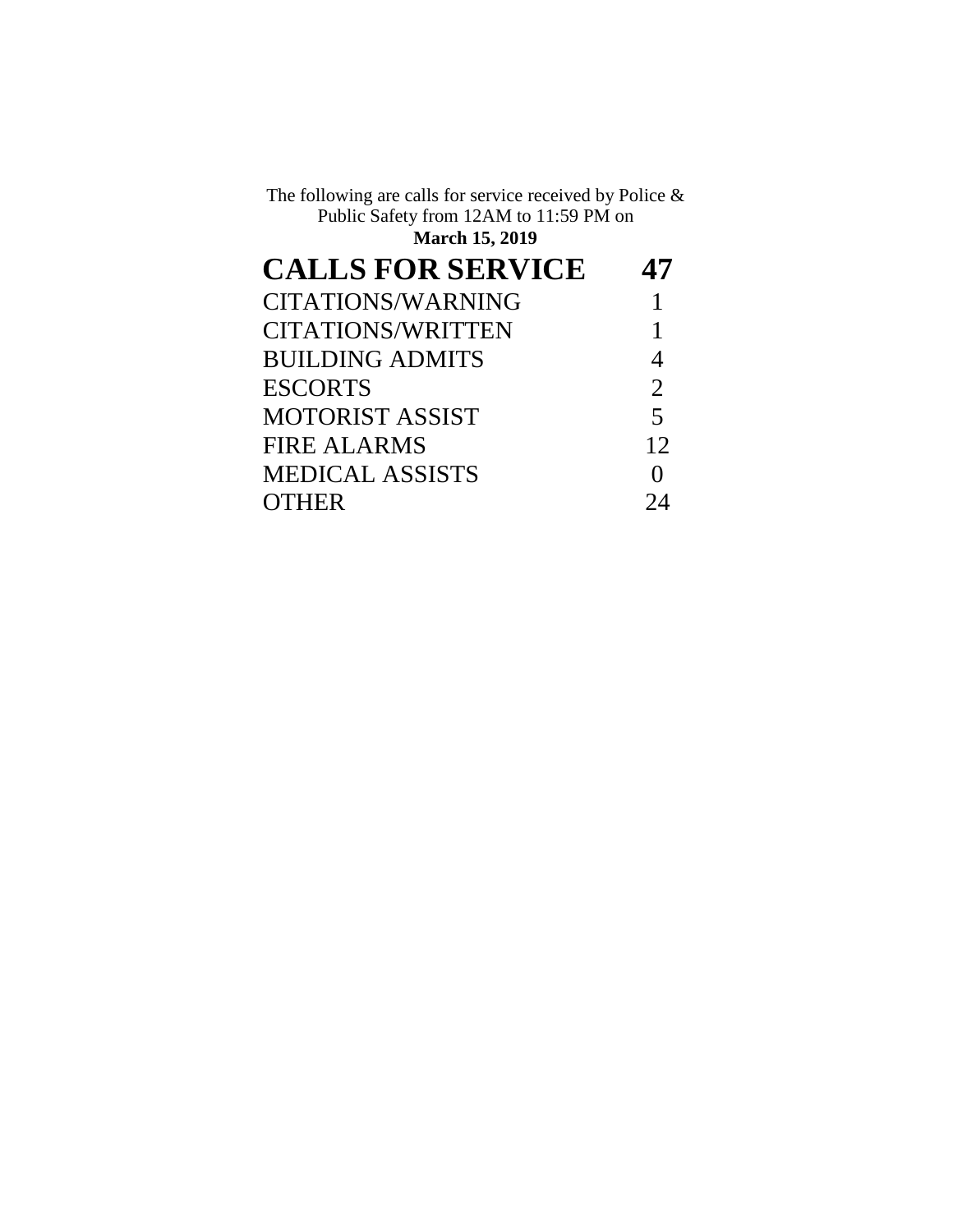The following are calls for service received by Police & Public Safety from 12AM to 11:59 PM on

**March 15, 2019**

| | |
|---|---|
| **CALLS FOR SERVICE** | **47** |
| CITATIONS/WARNING | 1 |
| CITATIONS/WRITTEN | 1 |
| BUILDING ADMITS | 4 |
| ESCORTS | 2 |
| MOTORIST ASSIST | 5 |
| FIRE ALARMS | 12 |
| MEDICAL ASSISTS | 0 |
| OTHER | 24 |